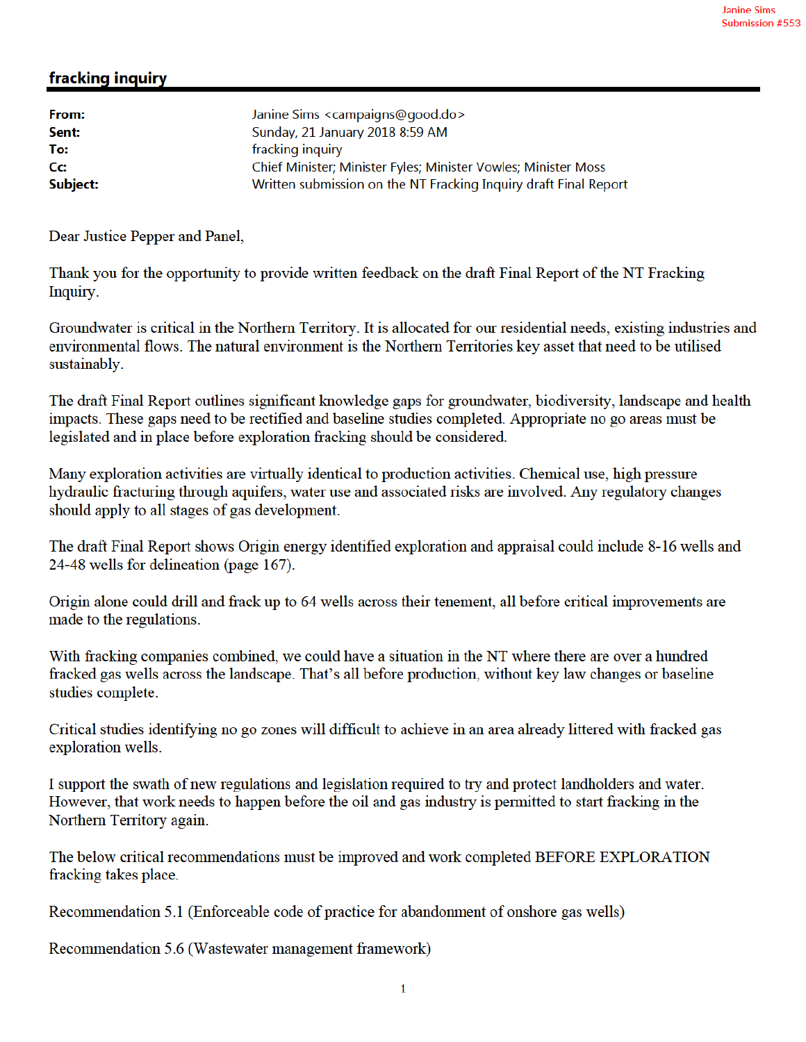Janine Sims
Submission #553

## fracking inquiry

| | |
|---|---|
| **From:** | Janine Sims <campaigns@good.do> |
| **Sent:** | Sunday, 21 January 2018 8:59 AM |
| **To:** | fracking inquiry |
| **Cc:** | Chief Minister; Minister Fyles; Minister Vowles; Minister Moss |
| **Subject:** | Written submission on the NT Fracking Inquiry draft Final Report |

Dear Justice Pepper and Panel,

Thank you for the opportunity to provide written feedback on the draft Final Report of the NT Fracking Inquiry.

Groundwater is critical in the Northern Territory. It is allocated for our residential needs, existing industries and environmental flows. The natural environment is the Northern Territories key asset that need to be utilised sustainably.

The draft Final Report outlines significant knowledge gaps for groundwater, biodiversity, landscape and health impacts. These gaps need to be rectified and baseline studies completed. Appropriate no go areas must be legislated and in place before exploration fracking should be considered.

Many exploration activities are virtually identical to production activities. Chemical use, high pressure hydraulic fracturing through aquifers, water use and associated risks are involved. Any regulatory changes should apply to all stages of gas development.

The draft Final Report shows Origin energy identified exploration and appraisal could include 8-16 wells and 24-48 wells for delineation (page 167).

Origin alone could drill and frack up to 64 wells across their tenement, all before critical improvements are made to the regulations.

With fracking companies combined, we could have a situation in the NT where there are over a hundred fracked gas wells across the landscape. That's all before production, without key law changes or baseline studies complete.

Critical studies identifying no go zones will difficult to achieve in an area already littered with fracked gas exploration wells.

I support the swath of new regulations and legislation required to try and protect landholders and water. However, that work needs to happen before the oil and gas industry is permitted to start fracking in the Northern Territory again.

The below critical recommendations must be improved and work completed BEFORE EXPLORATION fracking takes place.

Recommendation 5.1 (Enforceable code of practice for abandonment of onshore gas wells)

Recommendation 5.6 (Wastewater management framework)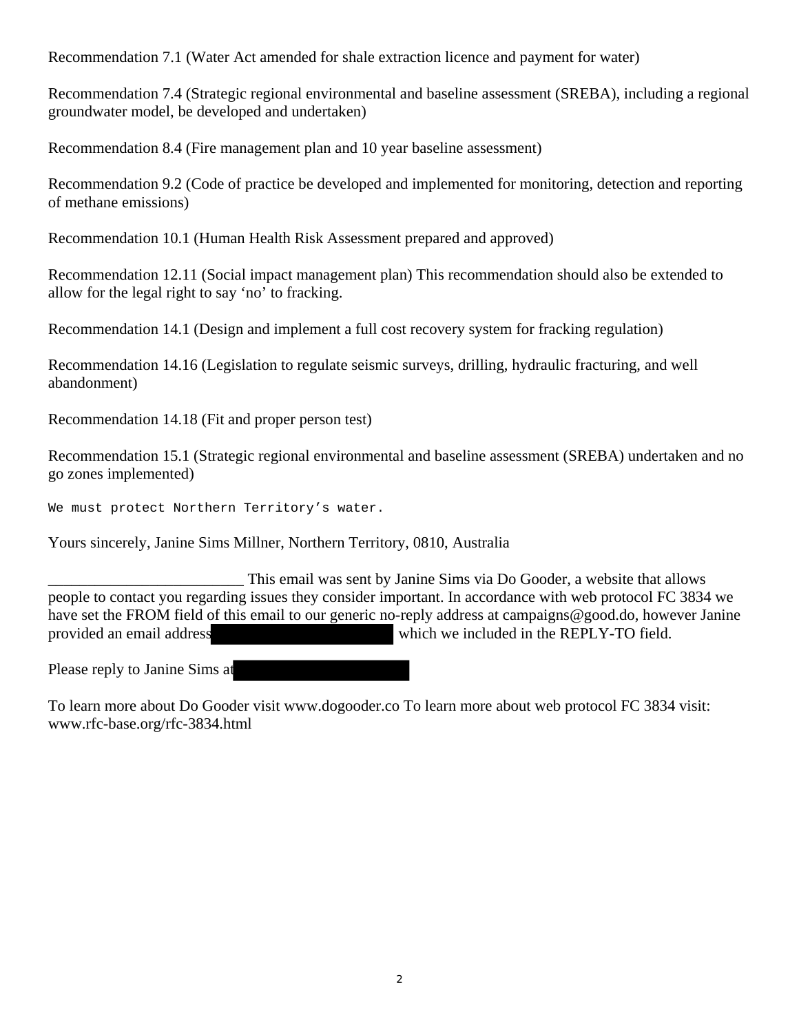Recommendation 7.1 (Water Act amended for shale extraction licence and payment for water)

Recommendation 7.4 (Strategic regional environmental and baseline assessment (SREBA), including a regional groundwater model, be developed and undertaken)

Recommendation 8.4 (Fire management plan and 10 year baseline assessment)

Recommendation 9.2 (Code of practice be developed and implemented for monitoring, detection and reporting of methane emissions)

Recommendation 10.1 (Human Health Risk Assessment prepared and approved)

Recommendation 12.11 (Social impact management plan) This recommendation should also be extended to allow for the legal right to say 'no' to fracking.

Recommendation 14.1 (Design and implement a full cost recovery system for fracking regulation)

Recommendation 14.16 (Legislation to regulate seismic surveys, drilling, hydraulic fracturing, and well abandonment)

Recommendation 14.18 (Fit and proper person test)

Recommendation 15.1 (Strategic regional environmental and baseline assessment (SREBA) undertaken and no go zones implemented)

We must protect Northern Territory's water.

Yours sincerely, Janine Sims Millner, Northern Territory, 0810, Australia

_________________________ This email was sent by Janine Sims via Do Gooder, a website that allows people to contact you regarding issues they consider important. In accordance with web protocol FC 3834 we have set the FROM field of this email to our generic no-reply address at campaigns@good.do, however Janine provided an email address [redacted] which we included in the REPLY-TO field.

Please reply to Janine Sims at [redacted]

To learn more about Do Gooder visit www.dogooder.co To learn more about web protocol FC 3834 visit: www.rfc-base.org/rfc-3834.html